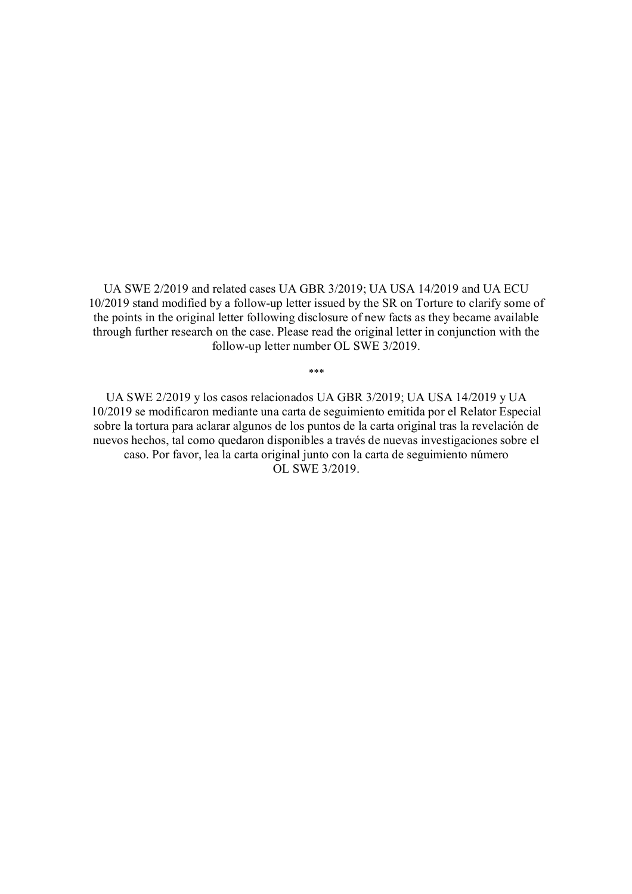UA SWE 2/2019 and related cases UA GBR 3/2019; UA USA 14/2019 and UA ECU 10/2019 stand modified by a follow-up letter issued by the SR on Torture to clarify some of the points in the original letter following disclosure of new facts as they became available through further research on the case. Please read the original letter in conjunction with the follow-up letter number OL SWE 3/2019.

***

UA SWE 2/2019 y los casos relacionados UA GBR 3/2019; UA USA 14/2019 y UA 10/2019 se modificaron mediante una carta de seguimiento emitida por el Relator Especial sobre la tortura para aclarar algunos de los puntos de la carta original tras la revelación de nuevos hechos, tal como quedaron disponibles a través de nuevas investigaciones sobre el caso. Por favor, lea la carta original junto con la carta de seguimiento número OL SWE 3/2019.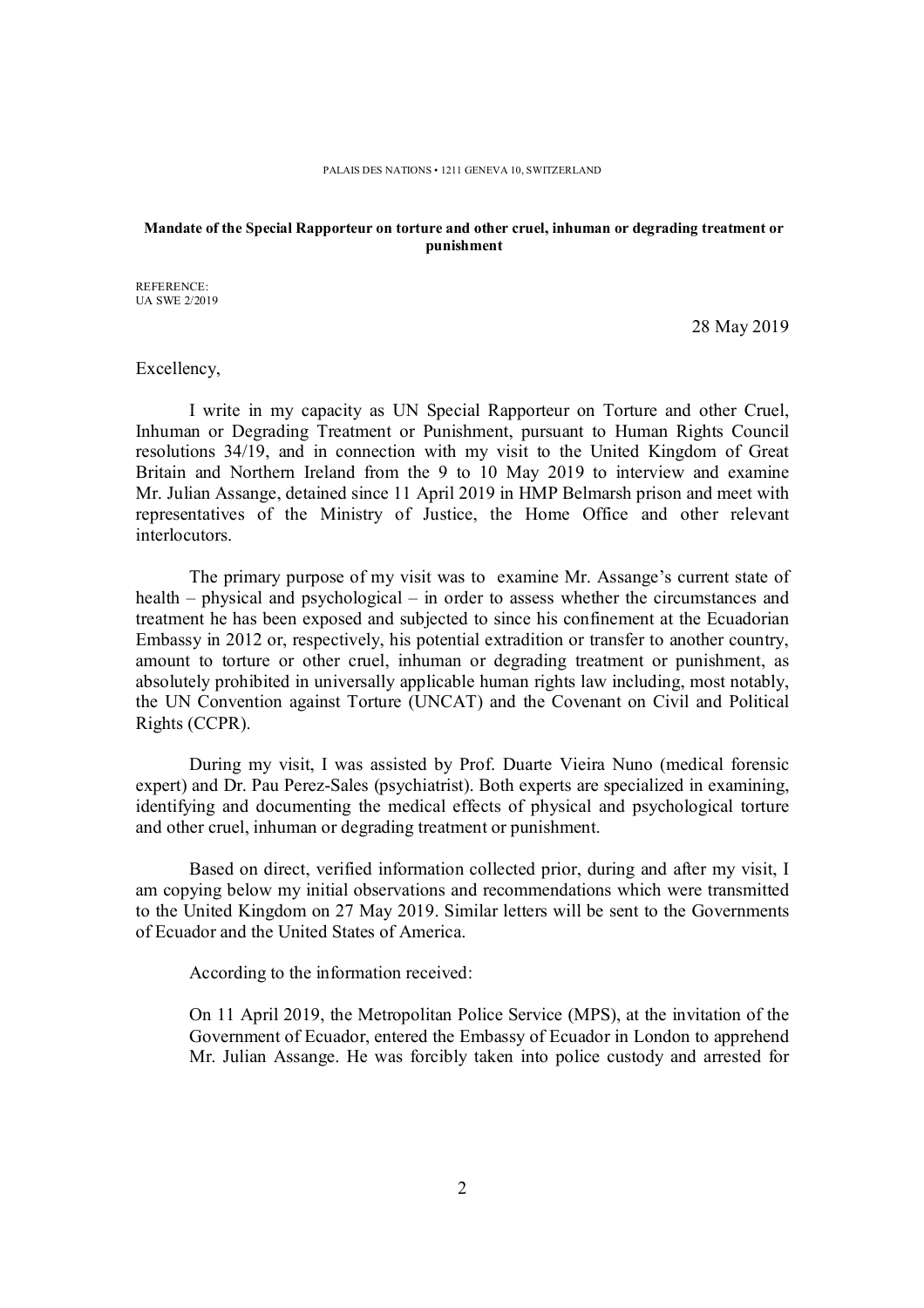PALAIS DES NATIONS • 1211 GENEVA 10, SWITZERLAND

**Mandate of the Special Rapporteur on torture and other cruel, inhuman or degrading treatment or punishment**

REFERENCE:
UA SWE 2/2019

28 May 2019

Excellency,

I write in my capacity as UN Special Rapporteur on Torture and other Cruel, Inhuman or Degrading Treatment or Punishment, pursuant to Human Rights Council resolutions 34/19, and in connection with my visit to the United Kingdom of Great Britain and Northern Ireland from the 9 to 10 May 2019 to interview and examine Mr. Julian Assange, detained since 11 April 2019 in HMP Belmarsh prison and meet with representatives of the Ministry of Justice, the Home Office and other relevant interlocutors.

The primary purpose of my visit was to examine Mr. Assange's current state of health – physical and psychological – in order to assess whether the circumstances and treatment he has been exposed and subjected to since his confinement at the Ecuadorian Embassy in 2012 or, respectively, his potential extradition or transfer to another country, amount to torture or other cruel, inhuman or degrading treatment or punishment, as absolutely prohibited in universally applicable human rights law including, most notably, the UN Convention against Torture (UNCAT) and the Covenant on Civil and Political Rights (CCPR).

During my visit, I was assisted by Prof. Duarte Vieira Nuno (medical forensic expert) and Dr. Pau Perez-Sales (psychiatrist). Both experts are specialized in examining, identifying and documenting the medical effects of physical and psychological torture and other cruel, inhuman or degrading treatment or punishment.

Based on direct, verified information collected prior, during and after my visit, I am copying below my initial observations and recommendations which were transmitted to the United Kingdom on 27 May 2019. Similar letters will be sent to the Governments of Ecuador and the United States of America.

According to the information received:

On 11 April 2019, the Metropolitan Police Service (MPS), at the invitation of the Government of Ecuador, entered the Embassy of Ecuador in London to apprehend Mr. Julian Assange. He was forcibly taken into police custody and arrested for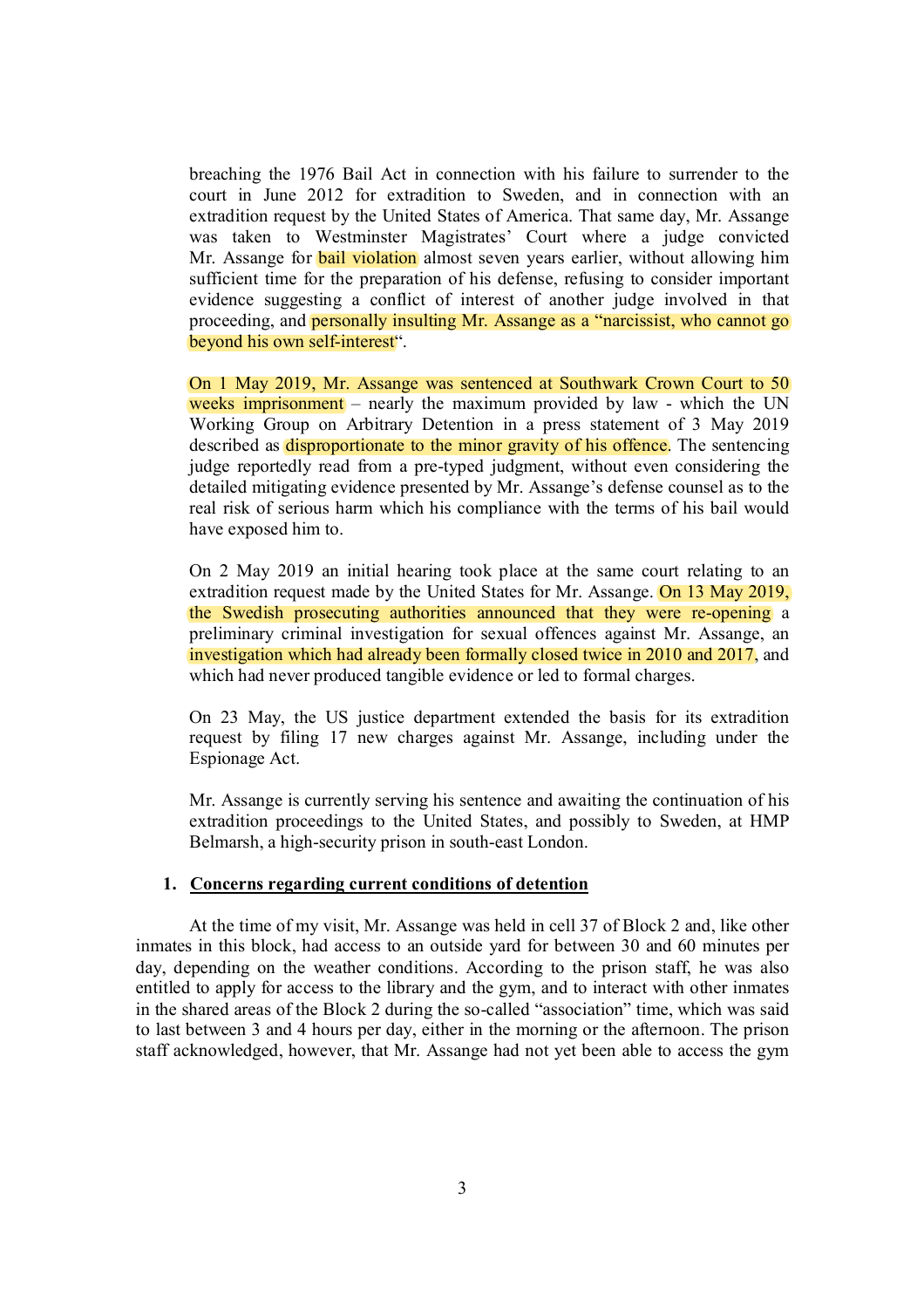breaching the 1976 Bail Act in connection with his failure to surrender to the court in June 2012 for extradition to Sweden, and in connection with an extradition request by the United States of America. That same day, Mr. Assange was taken to Westminster Magistrates' Court where a judge convicted Mr. Assange for bail violation almost seven years earlier, without allowing him sufficient time for the preparation of his defense, refusing to consider important evidence suggesting a conflict of interest of another judge involved in that proceeding, and personally insulting Mr. Assange as a "narcissist, who cannot go beyond his own self-interest".

On 1 May 2019, Mr. Assange was sentenced at Southwark Crown Court to 50 weeks imprisonment – nearly the maximum provided by law - which the UN Working Group on Arbitrary Detention in a press statement of 3 May 2019 described as disproportionate to the minor gravity of his offence. The sentencing judge reportedly read from a pre-typed judgment, without even considering the detailed mitigating evidence presented by Mr. Assange's defense counsel as to the real risk of serious harm which his compliance with the terms of his bail would have exposed him to.

On 2 May 2019 an initial hearing took place at the same court relating to an extradition request made by the United States for Mr. Assange. On 13 May 2019, the Swedish prosecuting authorities announced that they were re-opening a preliminary criminal investigation for sexual offences against Mr. Assange, an investigation which had already been formally closed twice in 2010 and 2017, and which had never produced tangible evidence or led to formal charges.

On 23 May, the US justice department extended the basis for its extradition request by filing 17 new charges against Mr. Assange, including under the Espionage Act.

Mr. Assange is currently serving his sentence and awaiting the continuation of his extradition proceedings to the United States, and possibly to Sweden, at HMP Belmarsh, a high-security prison in south-east London.

## 1. Concerns regarding current conditions of detention

At the time of my visit, Mr. Assange was held in cell 37 of Block 2 and, like other inmates in this block, had access to an outside yard for between 30 and 60 minutes per day, depending on the weather conditions. According to the prison staff, he was also entitled to apply for access to the library and the gym, and to interact with other inmates in the shared areas of the Block 2 during the so-called "association" time, which was said to last between 3 and 4 hours per day, either in the morning or the afternoon. The prison staff acknowledged, however, that Mr. Assange had not yet been able to access the gym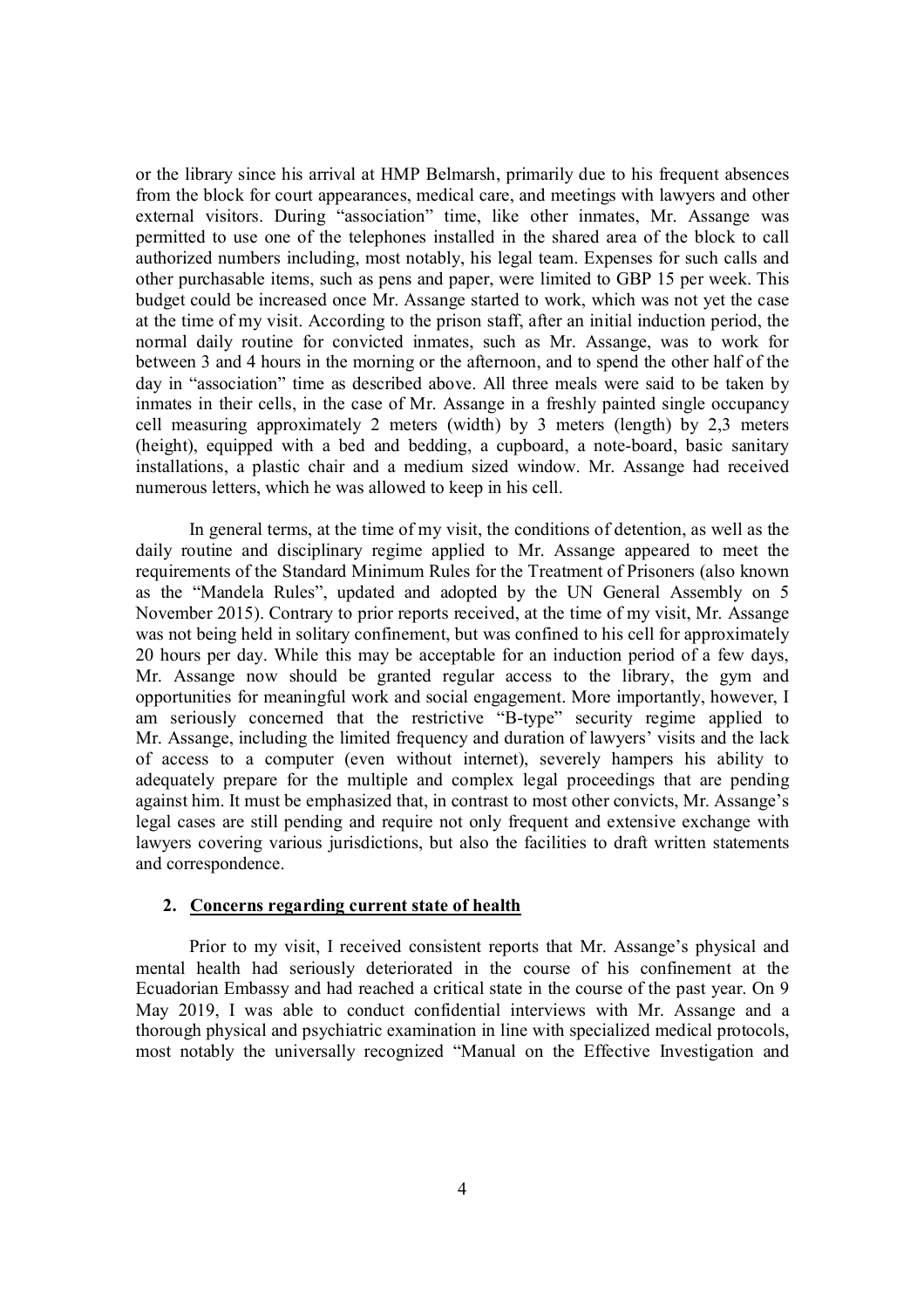or the library since his arrival at HMP Belmarsh, primarily due to his frequent absences from the block for court appearances, medical care, and meetings with lawyers and other external visitors. During "association" time, like other inmates, Mr. Assange was permitted to use one of the telephones installed in the shared area of the block to call authorized numbers including, most notably, his legal team. Expenses for such calls and other purchasable items, such as pens and paper, were limited to GBP 15 per week. This budget could be increased once Mr. Assange started to work, which was not yet the case at the time of my visit. According to the prison staff, after an initial induction period, the normal daily routine for convicted inmates, such as Mr. Assange, was to work for between 3 and 4 hours in the morning or the afternoon, and to spend the other half of the day in "association" time as described above. All three meals were said to be taken by inmates in their cells, in the case of Mr. Assange in a freshly painted single occupancy cell measuring approximately 2 meters (width) by 3 meters (length) by 2,3 meters (height), equipped with a bed and bedding, a cupboard, a note-board, basic sanitary installations, a plastic chair and a medium sized window. Mr. Assange had received numerous letters, which he was allowed to keep in his cell.

In general terms, at the time of my visit, the conditions of detention, as well as the daily routine and disciplinary regime applied to Mr. Assange appeared to meet the requirements of the Standard Minimum Rules for the Treatment of Prisoners (also known as the "Mandela Rules", updated and adopted by the UN General Assembly on 5 November 2015). Contrary to prior reports received, at the time of my visit, Mr. Assange was not being held in solitary confinement, but was confined to his cell for approximately 20 hours per day. While this may be acceptable for an induction period of a few days, Mr. Assange now should be granted regular access to the library, the gym and opportunities for meaningful work and social engagement. More importantly, however, I am seriously concerned that the restrictive "B-type" security regime applied to Mr. Assange, including the limited frequency and duration of lawyers' visits and the lack of access to a computer (even without internet), severely hampers his ability to adequately prepare for the multiple and complex legal proceedings that are pending against him. It must be emphasized that, in contrast to most other convicts, Mr. Assange's legal cases are still pending and require not only frequent and extensive exchange with lawyers covering various jurisdictions, but also the facilities to draft written statements and correspondence.

## 2. Concerns regarding current state of health

Prior to my visit, I received consistent reports that Mr. Assange's physical and mental health had seriously deteriorated in the course of his confinement at the Ecuadorian Embassy and had reached a critical state in the course of the past year. On 9 May 2019, I was able to conduct confidential interviews with Mr. Assange and a thorough physical and psychiatric examination in line with specialized medical protocols, most notably the universally recognized "Manual on the Effective Investigation and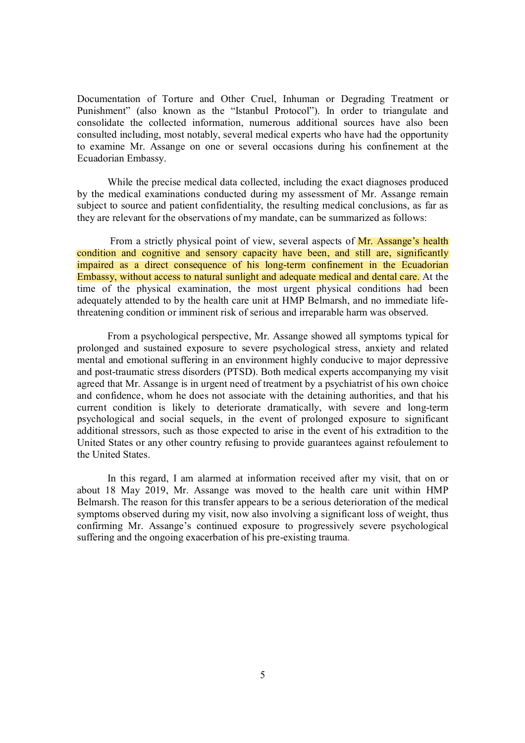Documentation of Torture and Other Cruel, Inhuman or Degrading Treatment or Punishment" (also known as the "Istanbul Protocol"). In order to triangulate and consolidate the collected information, numerous additional sources have also been consulted including, most notably, several medical experts who have had the opportunity to examine Mr. Assange on one or several occasions during his confinement at the Ecuadorian Embassy.

While the precise medical data collected, including the exact diagnoses produced by the medical examinations conducted during my assessment of Mr. Assange remain subject to source and patient confidentiality, the resulting medical conclusions, as far as they are relevant for the observations of my mandate, can be summarized as follows:

From a strictly physical point of view, several aspects of Mr. Assange's health condition and cognitive and sensory capacity have been, and still are, significantly impaired as a direct consequence of his long-term confinement in the Ecuadorian Embassy, without access to natural sunlight and adequate medical and dental care. At the time of the physical examination, the most urgent physical conditions had been adequately attended to by the health care unit at HMP Belmarsh, and no immediate life-threatening condition or imminent risk of serious and irreparable harm was observed.

From a psychological perspective, Mr. Assange showed all symptoms typical for prolonged and sustained exposure to severe psychological stress, anxiety and related mental and emotional suffering in an environment highly conducive to major depressive and post-traumatic stress disorders (PTSD). Both medical experts accompanying my visit agreed that Mr. Assange is in urgent need of treatment by a psychiatrist of his own choice and confidence, whom he does not associate with the detaining authorities, and that his current condition is likely to deteriorate dramatically, with severe and long-term psychological and social sequels, in the event of prolonged exposure to significant additional stressors, such as those expected to arise in the event of his extradition to the United States or any other country refusing to provide guarantees against refoulement to the United States.

In this regard, I am alarmed at information received after my visit, that on or about 18 May 2019, Mr. Assange was moved to the health care unit within HMP Belmarsh. The reason for this transfer appears to be a serious deterioration of the medical symptoms observed during my visit, now also involving a significant loss of weight, thus confirming Mr. Assange's continued exposure to progressively severe psychological suffering and the ongoing exacerbation of his pre-existing trauma.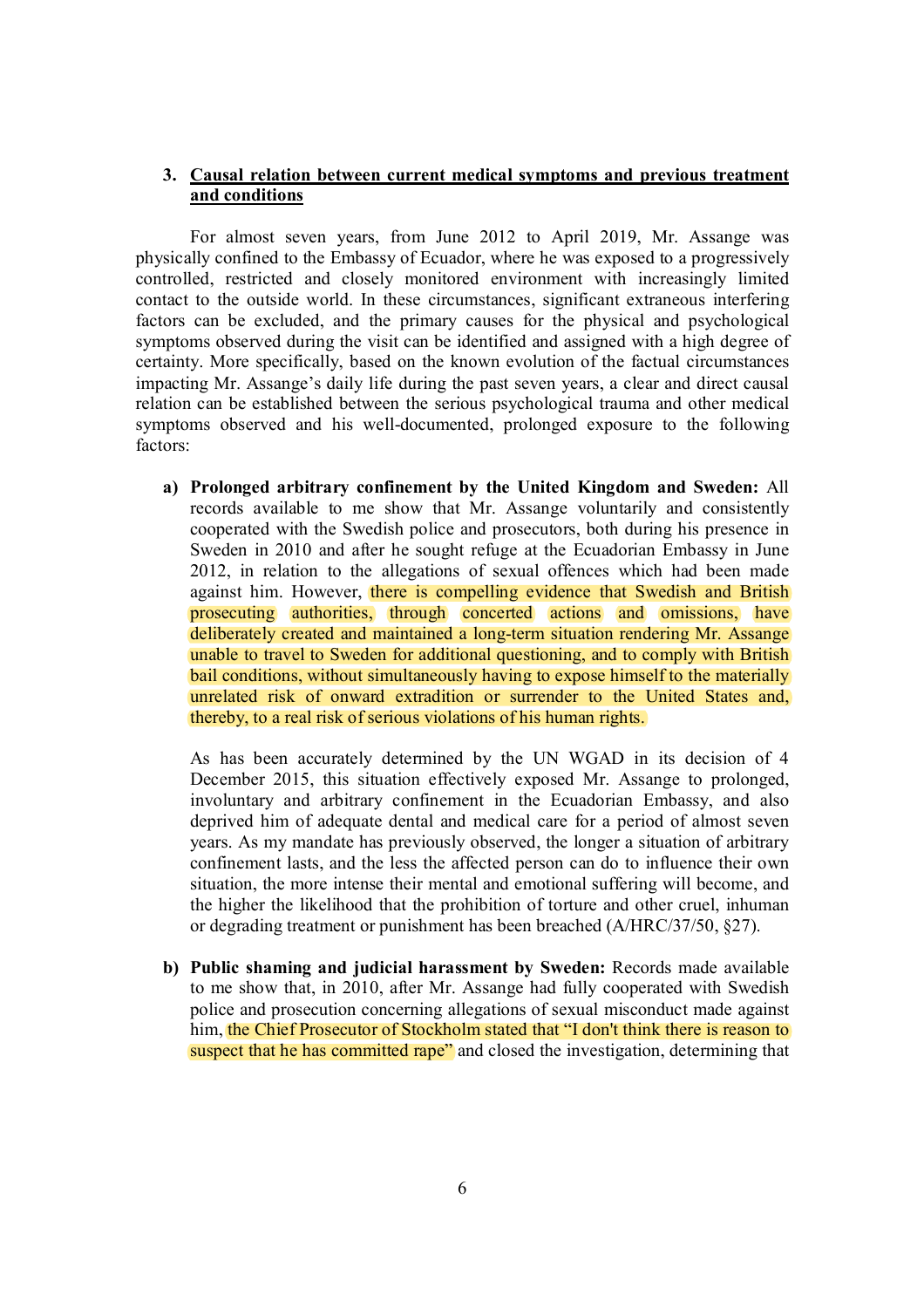3. **<u>Causal relation between current medical symptoms and previous treatment and conditions</u>**

For almost seven years, from June 2012 to April 2019, Mr. Assange was physically confined to the Embassy of Ecuador, where he was exposed to a progressively controlled, restricted and closely monitored environment with increasingly limited contact to the outside world. In these circumstances, significant extraneous interfering factors can be excluded, and the primary causes for the physical and psychological symptoms observed during the visit can be identified and assigned with a high degree of certainty. More specifically, based on the known evolution of the factual circumstances impacting Mr. Assange's daily life during the past seven years, a clear and direct causal relation can be established between the serious psychological trauma and other medical symptoms observed and his well-documented, prolonged exposure to the following factors:

a) **Prolonged arbitrary confinement by the United Kingdom and Sweden:** All records available to me show that Mr. Assange voluntarily and consistently cooperated with the Swedish police and prosecutors, both during his presence in Sweden in 2010 and after he sought refuge at the Ecuadorian Embassy in June 2012, in relation to the allegations of sexual offences which had been made against him. However, there is compelling evidence that Swedish and British prosecuting authorities, through concerted actions and omissions, have deliberately created and maintained a long-term situation rendering Mr. Assange unable to travel to Sweden for additional questioning, and to comply with British bail conditions, without simultaneously having to expose himself to the materially unrelated risk of onward extradition or surrender to the United States and, thereby, to a real risk of serious violations of his human rights.

   As has been accurately determined by the UN WGAD in its decision of 4 December 2015, this situation effectively exposed Mr. Assange to prolonged, involuntary and arbitrary confinement in the Ecuadorian Embassy, and also deprived him of adequate dental and medical care for a period of almost seven years. As my mandate has previously observed, the longer a situation of arbitrary confinement lasts, and the less the affected person can do to influence their own situation, the more intense their mental and emotional suffering will become, and the higher the likelihood that the prohibition of torture and other cruel, inhuman or degrading treatment or punishment has been breached (A/HRC/37/50, §27).

b) **Public shaming and judicial harassment by Sweden:** Records made available to me show that, in 2010, after Mr. Assange had fully cooperated with Swedish police and prosecution concerning allegations of sexual misconduct made against him, the Chief Prosecutor of Stockholm stated that "I don't think there is reason to suspect that he has committed rape" and closed the investigation, determining that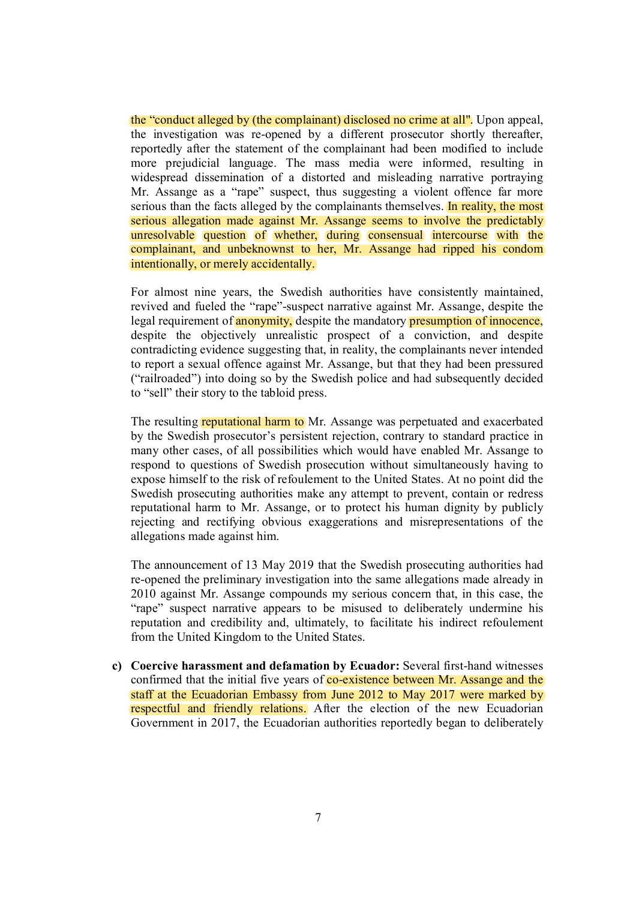the "conduct alleged by (the complainant) disclosed no crime at all". Upon appeal, the investigation was re-opened by a different prosecutor shortly thereafter, reportedly after the statement of the complainant had been modified to include more prejudicial language. The mass media were informed, resulting in widespread dissemination of a distorted and misleading narrative portraying Mr. Assange as a "rape" suspect, thus suggesting a violent offence far more serious than the facts alleged by the complainants themselves. In reality, the most serious allegation made against Mr. Assange seems to involve the predictably unresolvable question of whether, during consensual intercourse with the complainant, and unbeknownst to her, Mr. Assange had ripped his condom intentionally, or merely accidentally.

For almost nine years, the Swedish authorities have consistently maintained, revived and fueled the "rape"-suspect narrative against Mr. Assange, despite the legal requirement of anonymity, despite the mandatory presumption of innocence, despite the objectively unrealistic prospect of a conviction, and despite contradicting evidence suggesting that, in reality, the complainants never intended to report a sexual offence against Mr. Assange, but that they had been pressured ("railroaded") into doing so by the Swedish police and had subsequently decided to "sell" their story to the tabloid press.

The resulting reputational harm to Mr. Assange was perpetuated and exacerbated by the Swedish prosecutor's persistent rejection, contrary to standard practice in many other cases, of all possibilities which would have enabled Mr. Assange to respond to questions of Swedish prosecution without simultaneously having to expose himself to the risk of refoulement to the United States. At no point did the Swedish prosecuting authorities make any attempt to prevent, contain or redress reputational harm to Mr. Assange, or to protect his human dignity by publicly rejecting and rectifying obvious exaggerations and misrepresentations of the allegations made against him.

The announcement of 13 May 2019 that the Swedish prosecuting authorities had re-opened the preliminary investigation into the same allegations made already in 2010 against Mr. Assange compounds my serious concern that, in this case, the "rape" suspect narrative appears to be misused to deliberately undermine his reputation and credibility and, ultimately, to facilitate his indirect refoulement from the United Kingdom to the United States.

c) **Coercive harassment and defamation by Ecuador:** Several first-hand witnesses confirmed that the initial five years of co-existence between Mr. Assange and the staff at the Ecuadorian Embassy from June 2012 to May 2017 were marked by respectful and friendly relations. After the election of the new Ecuadorian Government in 2017, the Ecuadorian authorities reportedly began to deliberately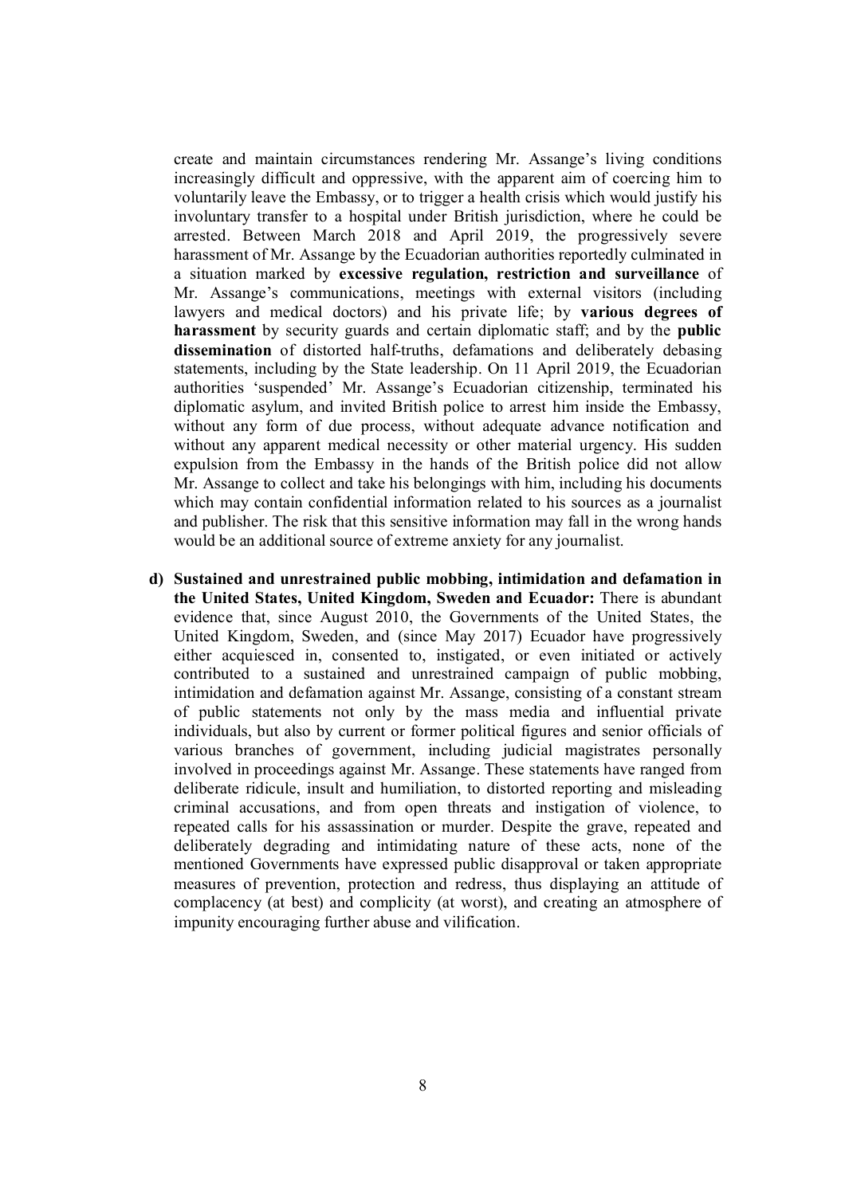create and maintain circumstances rendering Mr. Assange's living conditions increasingly difficult and oppressive, with the apparent aim of coercing him to voluntarily leave the Embassy, or to trigger a health crisis which would justify his involuntary transfer to a hospital under British jurisdiction, where he could be arrested. Between March 2018 and April 2019, the progressively severe harassment of Mr. Assange by the Ecuadorian authorities reportedly culminated in a situation marked by **excessive regulation, restriction and surveillance** of Mr. Assange's communications, meetings with external visitors (including lawyers and medical doctors) and his private life; by **various degrees of harassment** by security guards and certain diplomatic staff; and by the **public dissemination** of distorted half-truths, defamations and deliberately debasing statements, including by the State leadership. On 11 April 2019, the Ecuadorian authorities 'suspended' Mr. Assange's Ecuadorian citizenship, terminated his diplomatic asylum, and invited British police to arrest him inside the Embassy, without any form of due process, without adequate advance notification and without any apparent medical necessity or other material urgency. His sudden expulsion from the Embassy in the hands of the British police did not allow Mr. Assange to collect and take his belongings with him, including his documents which may contain confidential information related to his sources as a journalist and publisher. The risk that this sensitive information may fall in the wrong hands would be an additional source of extreme anxiety for any journalist.

d) **Sustained and unrestrained public mobbing, intimidation and defamation in the United States, United Kingdom, Sweden and Ecuador:** There is abundant evidence that, since August 2010, the Governments of the United States, the United Kingdom, Sweden, and (since May 2017) Ecuador have progressively either acquiesced in, consented to, instigated, or even initiated or actively contributed to a sustained and unrestrained campaign of public mobbing, intimidation and defamation against Mr. Assange, consisting of a constant stream of public statements not only by the mass media and influential private individuals, but also by current or former political figures and senior officials of various branches of government, including judicial magistrates personally involved in proceedings against Mr. Assange. These statements have ranged from deliberate ridicule, insult and humiliation, to distorted reporting and misleading criminal accusations, and from open threats and instigation of violence, to repeated calls for his assassination or murder. Despite the grave, repeated and deliberately degrading and intimidating nature of these acts, none of the mentioned Governments have expressed public disapproval or taken appropriate measures of prevention, protection and redress, thus displaying an attitude of complacency (at best) and complicity (at worst), and creating an atmosphere of impunity encouraging further abuse and vilification.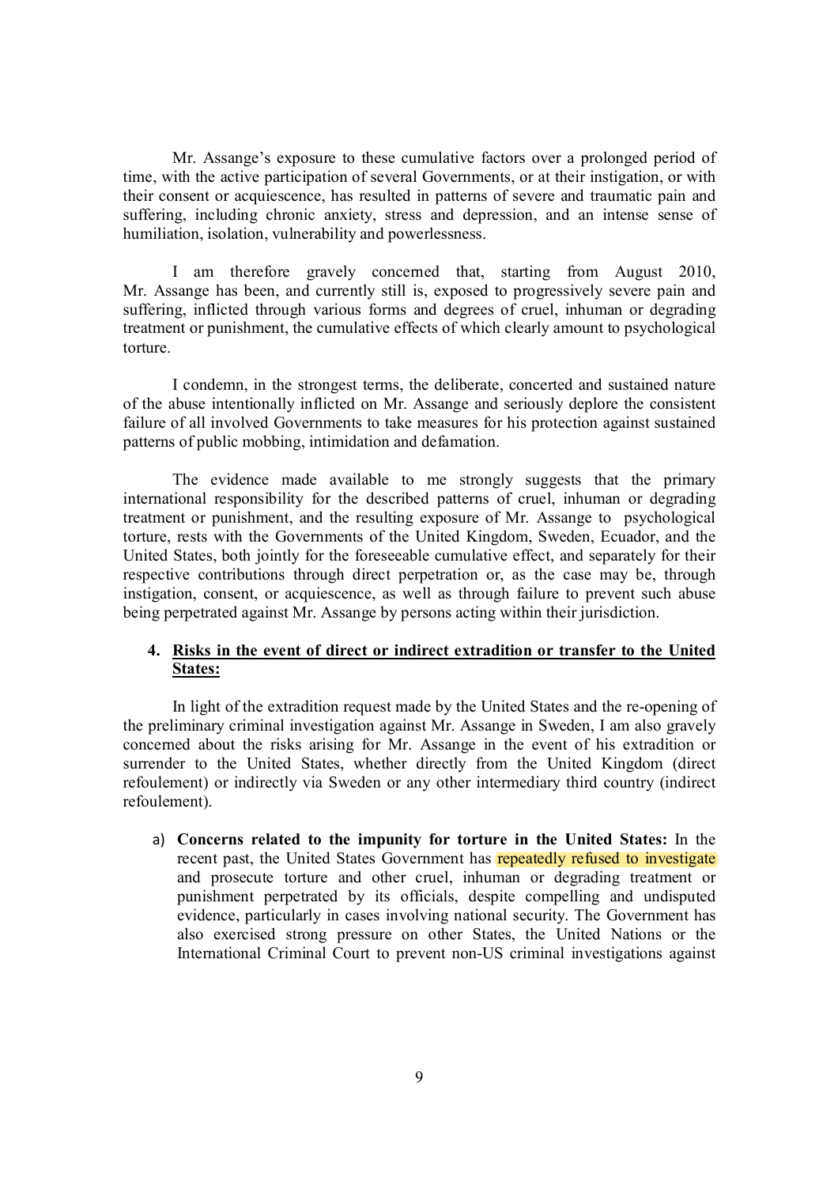Mr. Assange's exposure to these cumulative factors over a prolonged period of time, with the active participation of several Governments, or at their instigation, or with their consent or acquiescence, has resulted in patterns of severe and traumatic pain and suffering, including chronic anxiety, stress and depression, and an intense sense of humiliation, isolation, vulnerability and powerlessness.

I am therefore gravely concerned that, starting from August 2010, Mr. Assange has been, and currently still is, exposed to progressively severe pain and suffering, inflicted through various forms and degrees of cruel, inhuman or degrading treatment or punishment, the cumulative effects of which clearly amount to psychological torture.

I condemn, in the strongest terms, the deliberate, concerted and sustained nature of the abuse intentionally inflicted on Mr. Assange and seriously deplore the consistent failure of all involved Governments to take measures for his protection against sustained patterns of public mobbing, intimidation and defamation.

The evidence made available to me strongly suggests that the primary international responsibility for the described patterns of cruel, inhuman or degrading treatment or punishment, and the resulting exposure of Mr. Assange to psychological torture, rests with the Governments of the United Kingdom, Sweden, Ecuador, and the United States, both jointly for the foreseeable cumulative effect, and separately for their respective contributions through direct perpetration or, as the case may be, through instigation, consent, or acquiescence, as well as through failure to prevent such abuse being perpetrated against Mr. Assange by persons acting within their jurisdiction.

## 4. Risks in the event of direct or indirect extradition or transfer to the United States:

In light of the extradition request made by the United States and the re-opening of the preliminary criminal investigation against Mr. Assange in Sweden, I am also gravely concerned about the risks arising for Mr. Assange in the event of his extradition or surrender to the United States, whether directly from the United Kingdom (direct refoulement) or indirectly via Sweden or any other intermediary third country (indirect refoulement).

a) **Concerns related to the impunity for torture in the United States:** In the recent past, the United States Government has repeatedly refused to investigate and prosecute torture and other cruel, inhuman or degrading treatment or punishment perpetrated by its officials, despite compelling and undisputed evidence, particularly in cases involving national security. The Government has also exercised strong pressure on other States, the United Nations or the International Criminal Court to prevent non-US criminal investigations against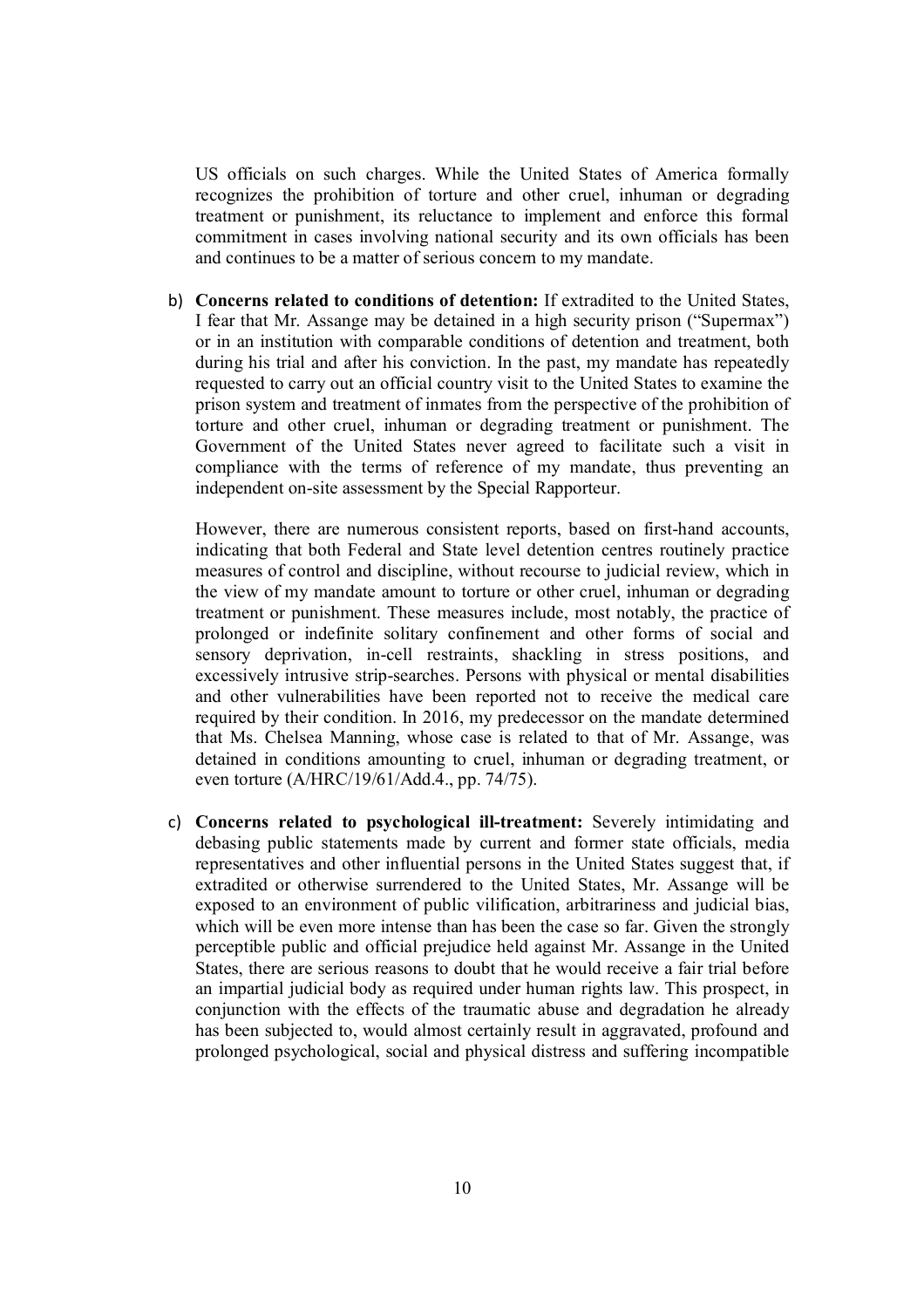US officials on such charges. While the United States of America formally recognizes the prohibition of torture and other cruel, inhuman or degrading treatment or punishment, its reluctance to implement and enforce this formal commitment in cases involving national security and its own officials has been and continues to be a matter of serious concern to my mandate.

b) **Concerns related to conditions of detention:** If extradited to the United States, I fear that Mr. Assange may be detained in a high security prison ("Supermax") or in an institution with comparable conditions of detention and treatment, both during his trial and after his conviction. In the past, my mandate has repeatedly requested to carry out an official country visit to the United States to examine the prison system and treatment of inmates from the perspective of the prohibition of torture and other cruel, inhuman or degrading treatment or punishment. The Government of the United States never agreed to facilitate such a visit in compliance with the terms of reference of my mandate, thus preventing an independent on-site assessment by the Special Rapporteur.

   However, there are numerous consistent reports, based on first-hand accounts, indicating that both Federal and State level detention centres routinely practice measures of control and discipline, without recourse to judicial review, which in the view of my mandate amount to torture or other cruel, inhuman or degrading treatment or punishment. These measures include, most notably, the practice of prolonged or indefinite solitary confinement and other forms of social and sensory deprivation, in-cell restraints, shackling in stress positions, and excessively intrusive strip-searches. Persons with physical or mental disabilities and other vulnerabilities have been reported not to receive the medical care required by their condition. In 2016, my predecessor on the mandate determined that Ms. Chelsea Manning, whose case is related to that of Mr. Assange, was detained in conditions amounting to cruel, inhuman or degrading treatment, or even torture (A/HRC/19/61/Add.4., pp. 74/75).

c) **Concerns related to psychological ill-treatment:** Severely intimidating and debasing public statements made by current and former state officials, media representatives and other influential persons in the United States suggest that, if extradited or otherwise surrendered to the United States, Mr. Assange will be exposed to an environment of public vilification, arbitrariness and judicial bias, which will be even more intense than has been the case so far. Given the strongly perceptible public and official prejudice held against Mr. Assange in the United States, there are serious reasons to doubt that he would receive a fair trial before an impartial judicial body as required under human rights law. This prospect, in conjunction with the effects of the traumatic abuse and degradation he already has been subjected to, would almost certainly result in aggravated, profound and prolonged psychological, social and physical distress and suffering incompatible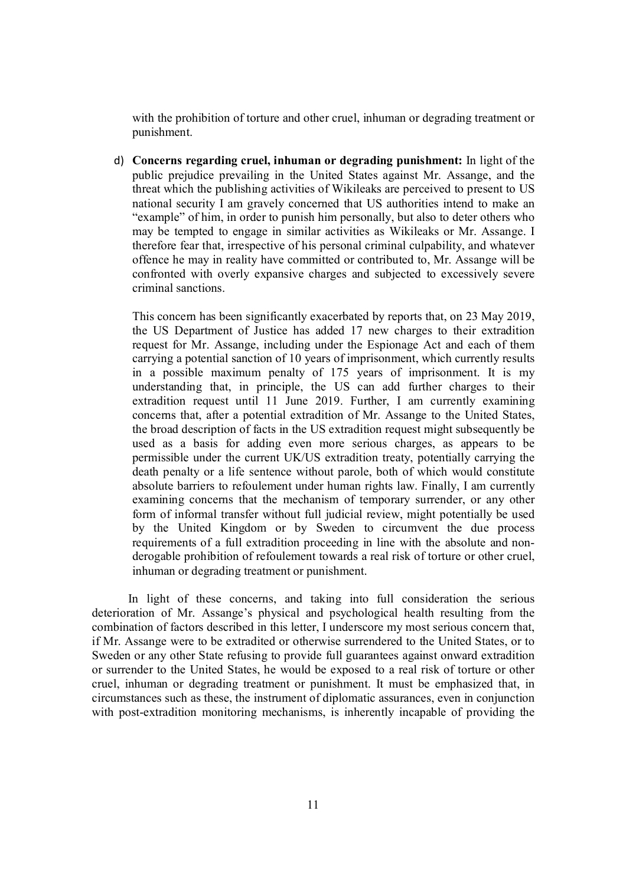with the prohibition of torture and other cruel, inhuman or degrading treatment or punishment.

d) **Concerns regarding cruel, inhuman or degrading punishment:** In light of the public prejudice prevailing in the United States against Mr. Assange, and the threat which the publishing activities of Wikileaks are perceived to present to US national security I am gravely concerned that US authorities intend to make an "example" of him, in order to punish him personally, but also to deter others who may be tempted to engage in similar activities as Wikileaks or Mr. Assange. I therefore fear that, irrespective of his personal criminal culpability, and whatever offence he may in reality have committed or contributed to, Mr. Assange will be confronted with overly expansive charges and subjected to excessively severe criminal sanctions.

   This concern has been significantly exacerbated by reports that, on 23 May 2019, the US Department of Justice has added 17 new charges to their extradition request for Mr. Assange, including under the Espionage Act and each of them carrying a potential sanction of 10 years of imprisonment, which currently results in a possible maximum penalty of 175 years of imprisonment. It is my understanding that, in principle, the US can add further charges to their extradition request until 11 June 2019. Further, I am currently examining concerns that, after a potential extradition of Mr. Assange to the United States, the broad description of facts in the US extradition request might subsequently be used as a basis for adding even more serious charges, as appears to be permissible under the current UK/US extradition treaty, potentially carrying the death penalty or a life sentence without parole, both of which would constitute absolute barriers to refoulement under human rights law. Finally, I am currently examining concerns that the mechanism of temporary surrender, or any other form of informal transfer without full judicial review, might potentially be used by the United Kingdom or by Sweden to circumvent the due process requirements of a full extradition proceeding in line with the absolute and non-derogable prohibition of refoulement towards a real risk of torture or other cruel, inhuman or degrading treatment or punishment.

In light of these concerns, and taking into full consideration the serious deterioration of Mr. Assange's physical and psychological health resulting from the combination of factors described in this letter, I underscore my most serious concern that, if Mr. Assange were to be extradited or otherwise surrendered to the United States, or to Sweden or any other State refusing to provide full guarantees against onward extradition or surrender to the United States, he would be exposed to a real risk of torture or other cruel, inhuman or degrading treatment or punishment. It must be emphasized that, in circumstances such as these, the instrument of diplomatic assurances, even in conjunction with post-extradition monitoring mechanisms, is inherently incapable of providing the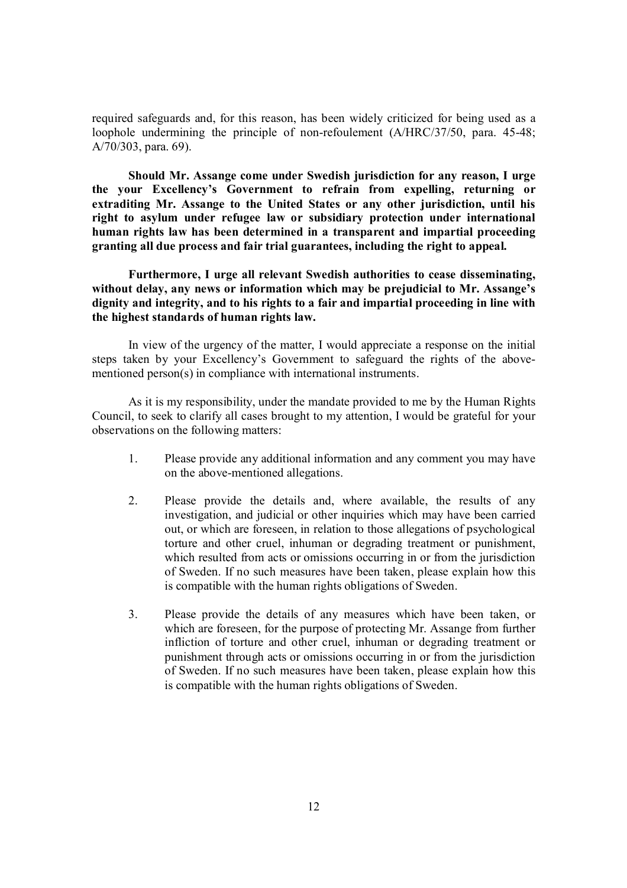required safeguards and, for this reason, has been widely criticized for being used as a loophole undermining the principle of non-refoulement (A/HRC/37/50, para. 45-48; A/70/303, para. 69).

**Should Mr. Assange come under Swedish jurisdiction for any reason, I urge the your Excellency's Government to refrain from expelling, returning or extraditing Mr. Assange to the United States or any other jurisdiction, until his right to asylum under refugee law or subsidiary protection under international human rights law has been determined in a transparent and impartial proceeding granting all due process and fair trial guarantees, including the right to appeal.**

**Furthermore, I urge all relevant Swedish authorities to cease disseminating, without delay, any news or information which may be prejudicial to Mr. Assange's dignity and integrity, and to his rights to a fair and impartial proceeding in line with the highest standards of human rights law.**

In view of the urgency of the matter, I would appreciate a response on the initial steps taken by your Excellency's Government to safeguard the rights of the above-mentioned person(s) in compliance with international instruments.

As it is my responsibility, under the mandate provided to me by the Human Rights Council, to seek to clarify all cases brought to my attention, I would be grateful for your observations on the following matters:

1. Please provide any additional information and any comment you may have on the above-mentioned allegations.

2. Please provide the details and, where available, the results of any investigation, and judicial or other inquiries which may have been carried out, or which are foreseen, in relation to those allegations of psychological torture and other cruel, inhuman or degrading treatment or punishment, which resulted from acts or omissions occurring in or from the jurisdiction of Sweden. If no such measures have been taken, please explain how this is compatible with the human rights obligations of Sweden.

3. Please provide the details of any measures which have been taken, or which are foreseen, for the purpose of protecting Mr. Assange from further infliction of torture and other cruel, inhuman or degrading treatment or punishment through acts or omissions occurring in or from the jurisdiction of Sweden. If no such measures have been taken, please explain how this is compatible with the human rights obligations of Sweden.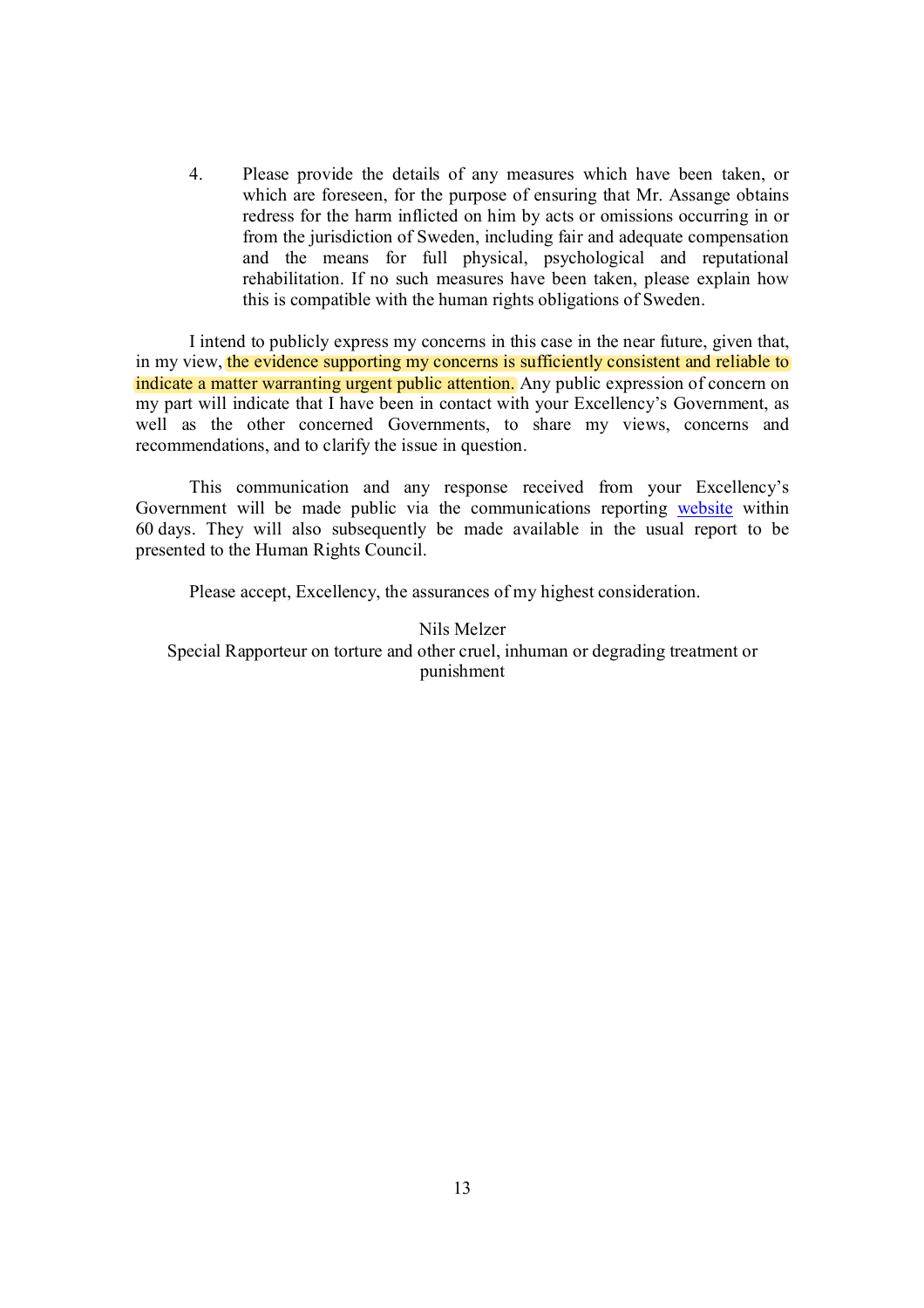4. Please provide the details of any measures which have been taken, or which are foreseen, for the purpose of ensuring that Mr. Assange obtains redress for the harm inflicted on him by acts or omissions occurring in or from the jurisdiction of Sweden, including fair and adequate compensation and the means for full physical, psychological and reputational rehabilitation. If no such measures have been taken, please explain how this is compatible with the human rights obligations of Sweden.

I intend to publicly express my concerns in this case in the near future, given that, in my view, the evidence supporting my concerns is sufficiently consistent and reliable to indicate a matter warranting urgent public attention. Any public expression of concern on my part will indicate that I have been in contact with your Excellency's Government, as well as the other concerned Governments, to share my views, concerns and recommendations, and to clarify the issue in question.

This communication and any response received from your Excellency's Government will be made public via the communications reporting website within 60 days. They will also subsequently be made available in the usual report to be presented to the Human Rights Council.

Please accept, Excellency, the assurances of my highest consideration.

Nils Melzer
Special Rapporteur on torture and other cruel, inhuman or degrading treatment or punishment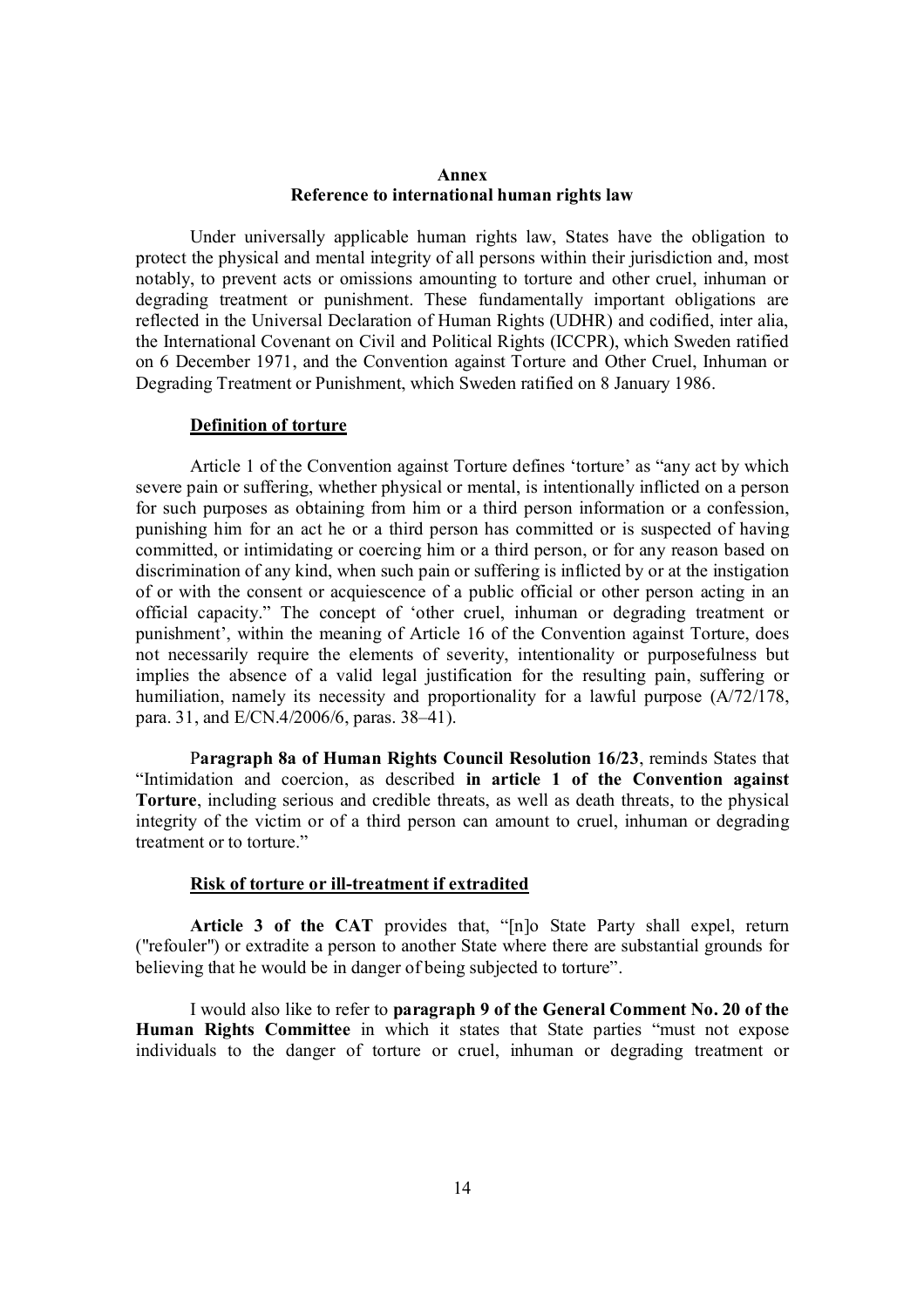**Annex**
**Reference to international human rights law**

Under universally applicable human rights law, States have the obligation to protect the physical and mental integrity of all persons within their jurisdiction and, most notably, to prevent acts or omissions amounting to torture and other cruel, inhuman or degrading treatment or punishment. These fundamentally important obligations are reflected in the Universal Declaration of Human Rights (UDHR) and codified, inter alia, the International Covenant on Civil and Political Rights (ICCPR), which Sweden ratified on 6 December 1971, and the Convention against Torture and Other Cruel, Inhuman or Degrading Treatment or Punishment, which Sweden ratified on 8 January 1986.

**Definition of torture**

Article 1 of the Convention against Torture defines 'torture' as "any act by which severe pain or suffering, whether physical or mental, is intentionally inflicted on a person for such purposes as obtaining from him or a third person information or a confession, punishing him for an act he or a third person has committed or is suspected of having committed, or intimidating or coercing him or a third person, or for any reason based on discrimination of any kind, when such pain or suffering is inflicted by or at the instigation of or with the consent or acquiescence of a public official or other person acting in an official capacity." The concept of 'other cruel, inhuman or degrading treatment or punishment', within the meaning of Article 16 of the Convention against Torture, does not necessarily require the elements of severity, intentionality or purposefulness but implies the absence of a valid legal justification for the resulting pain, suffering or humiliation, namely its necessity and proportionality for a lawful purpose (A/72/178, para. 31, and E/CN.4/2006/6, paras. 38–41).

P**aragraph 8a of Human Rights Council Resolution 16/23**, reminds States that "Intimidation and coercion, as described **in article 1 of the Convention against Torture**, including serious and credible threats, as well as death threats, to the physical integrity of the victim or of a third person can amount to cruel, inhuman or degrading treatment or to torture."

**Risk of torture or ill-treatment if extradited**

**Article 3 of the CAT** provides that, "[n]o State Party shall expel, return ("refouler") or extradite a person to another State where there are substantial grounds for believing that he would be in danger of being subjected to torture".

I would also like to refer to **paragraph 9 of the General Comment No. 20 of the Human Rights Committee** in which it states that State parties "must not expose individuals to the danger of torture or cruel, inhuman or degrading treatment or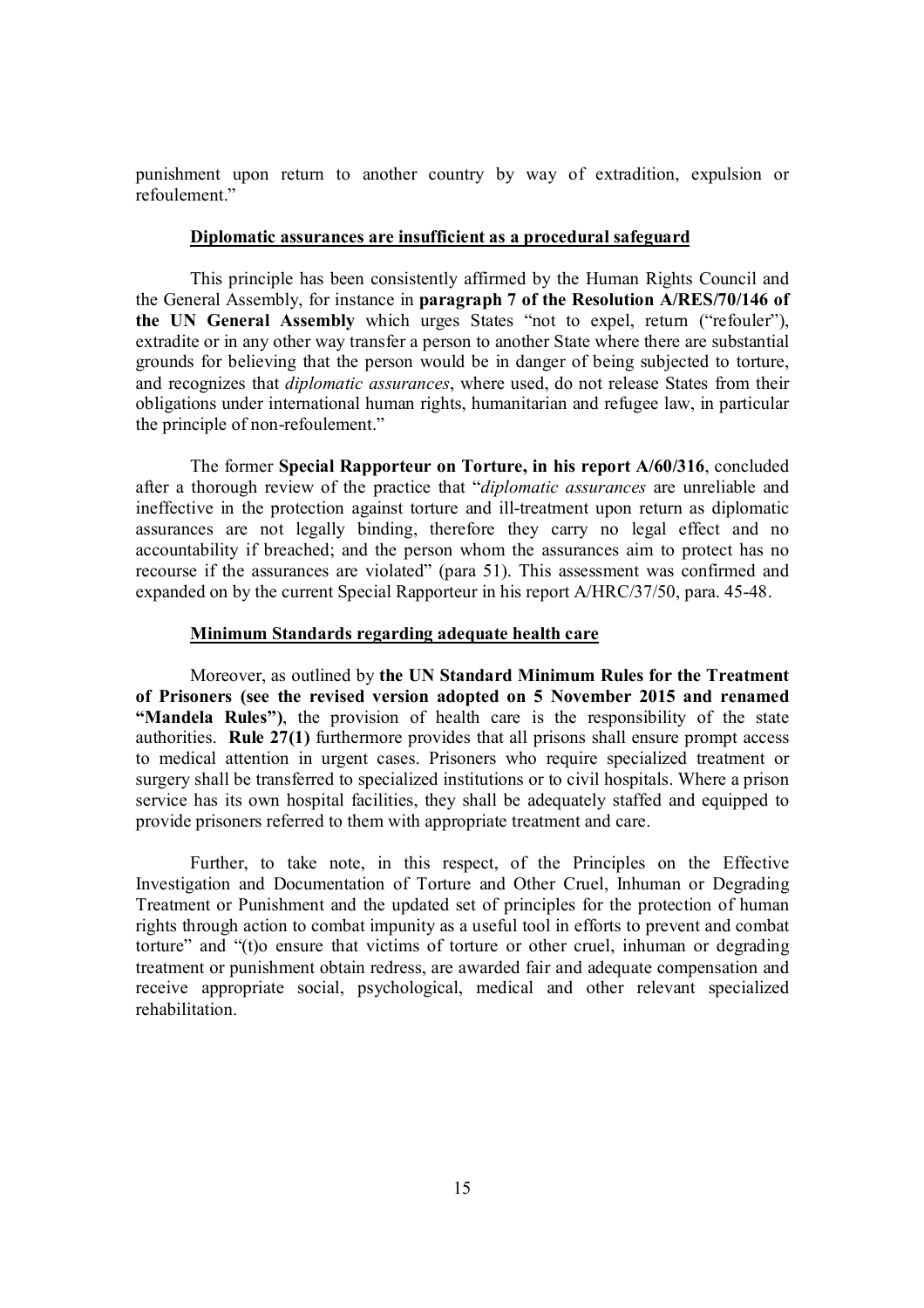punishment upon return to another country by way of extradition, expulsion or refoulement."

**Diplomatic assurances are insufficient as a procedural safeguard**

This principle has been consistently affirmed by the Human Rights Council and the General Assembly, for instance in **paragraph 7 of the Resolution A/RES/70/146 of the UN General Assembly** which urges States "not to expel, return ("refouler"), extradite or in any other way transfer a person to another State where there are substantial grounds for believing that the person would be in danger of being subjected to torture, and recognizes that *diplomatic assurances*, where used, do not release States from their obligations under international human rights, humanitarian and refugee law, in particular the principle of non-refoulement."

The former **Special Rapporteur on Torture, in his report A/60/316**, concluded after a thorough review of the practice that "*diplomatic assurances* are unreliable and ineffective in the protection against torture and ill-treatment upon return as diplomatic assurances are not legally binding, therefore they carry no legal effect and no accountability if breached; and the person whom the assurances aim to protect has no recourse if the assurances are violated" (para 51). This assessment was confirmed and expanded on by the current Special Rapporteur in his report A/HRC/37/50, para. 45-48.

**Minimum Standards regarding adequate health care**

Moreover, as outlined by **the UN Standard Minimum Rules for the Treatment of Prisoners (see the revised version adopted on 5 November 2015 and renamed "Mandela Rules")**, the provision of health care is the responsibility of the state authorities. **Rule 27(1)** furthermore provides that all prisons shall ensure prompt access to medical attention in urgent cases. Prisoners who require specialized treatment or surgery shall be transferred to specialized institutions or to civil hospitals. Where a prison service has its own hospital facilities, they shall be adequately staffed and equipped to provide prisoners referred to them with appropriate treatment and care.

Further, to take note, in this respect, of the Principles on the Effective Investigation and Documentation of Torture and Other Cruel, Inhuman or Degrading Treatment or Punishment and the updated set of principles for the protection of human rights through action to combat impunity as a useful tool in efforts to prevent and combat torture" and "(t)o ensure that victims of torture or other cruel, inhuman or degrading treatment or punishment obtain redress, are awarded fair and adequate compensation and receive appropriate social, psychological, medical and other relevant specialized rehabilitation.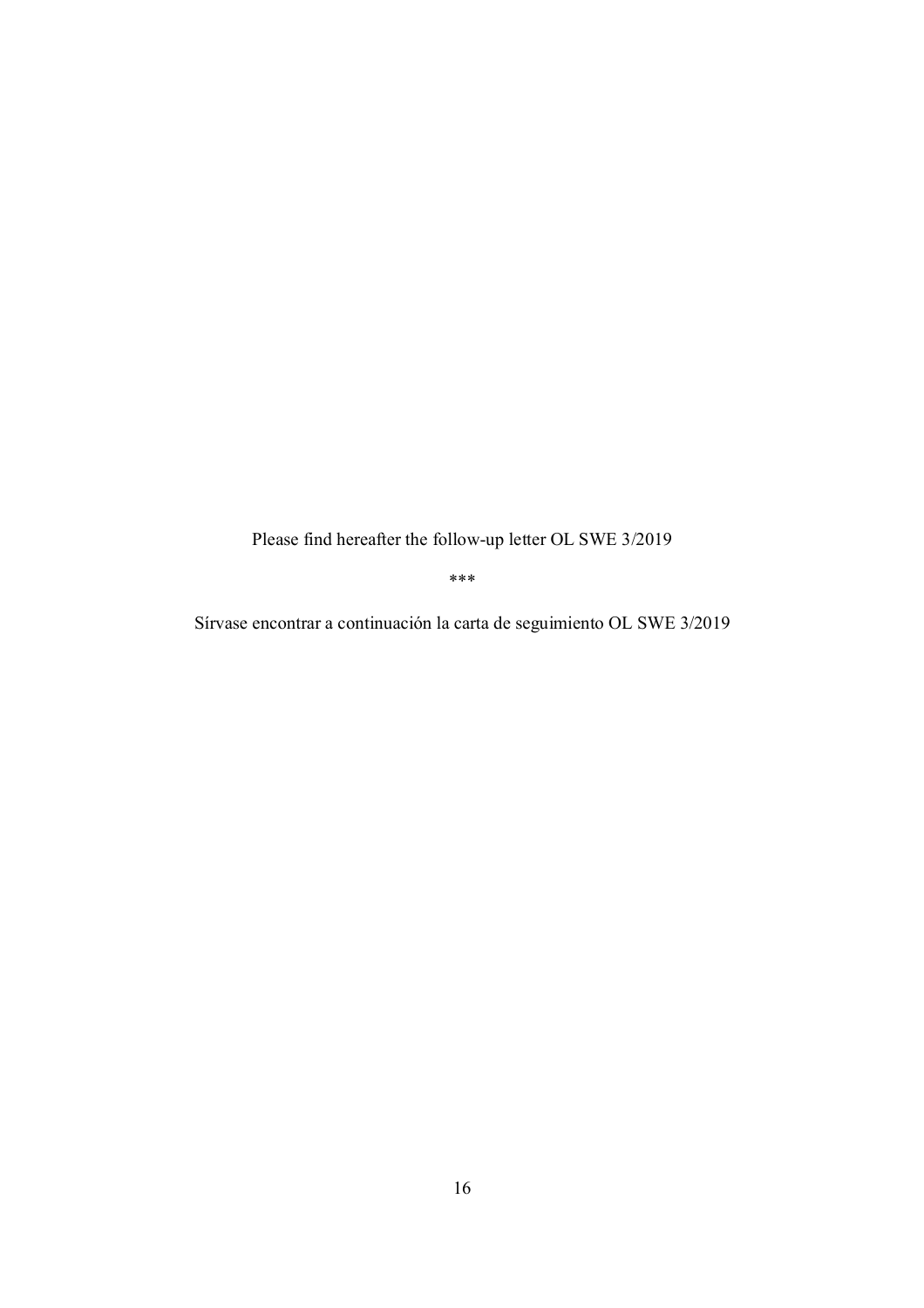Please find hereafter the follow-up letter OL SWE 3/2019

***

Sírvase encontrar a continuación la carta de seguimiento OL SWE 3/2019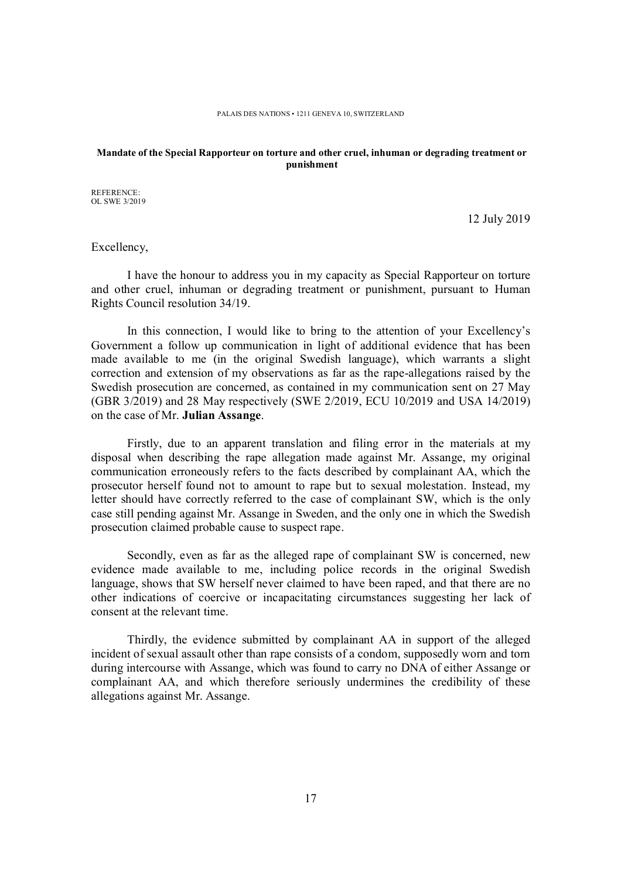PALAIS DES NATIONS • 1211 GENEVA 10, SWITZERLAND

**Mandate of the Special Rapporteur on torture and other cruel, inhuman or degrading treatment or punishment**

REFERENCE:
OL SWE 3/2019

12 July 2019

Excellency,

I have the honour to address you in my capacity as Special Rapporteur on torture and other cruel, inhuman or degrading treatment or punishment, pursuant to Human Rights Council resolution 34/19.

In this connection, I would like to bring to the attention of your Excellency's Government a follow up communication in light of additional evidence that has been made available to me (in the original Swedish language), which warrants a slight correction and extension of my observations as far as the rape-allegations raised by the Swedish prosecution are concerned, as contained in my communication sent on 27 May (GBR 3/2019) and 28 May respectively (SWE 2/2019, ECU 10/2019 and USA 14/2019) on the case of Mr. **Julian Assange**.

Firstly, due to an apparent translation and filing error in the materials at my disposal when describing the rape allegation made against Mr. Assange, my original communication erroneously refers to the facts described by complainant AA, which the prosecutor herself found not to amount to rape but to sexual molestation. Instead, my letter should have correctly referred to the case of complainant SW, which is the only case still pending against Mr. Assange in Sweden, and the only one in which the Swedish prosecution claimed probable cause to suspect rape.

Secondly, even as far as the alleged rape of complainant SW is concerned, new evidence made available to me, including police records in the original Swedish language, shows that SW herself never claimed to have been raped, and that there are no other indications of coercive or incapacitating circumstances suggesting her lack of consent at the relevant time.

Thirdly, the evidence submitted by complainant AA in support of the alleged incident of sexual assault other than rape consists of a condom, supposedly worn and torn during intercourse with Assange, which was found to carry no DNA of either Assange or complainant AA, and which therefore seriously undermines the credibility of these allegations against Mr. Assange.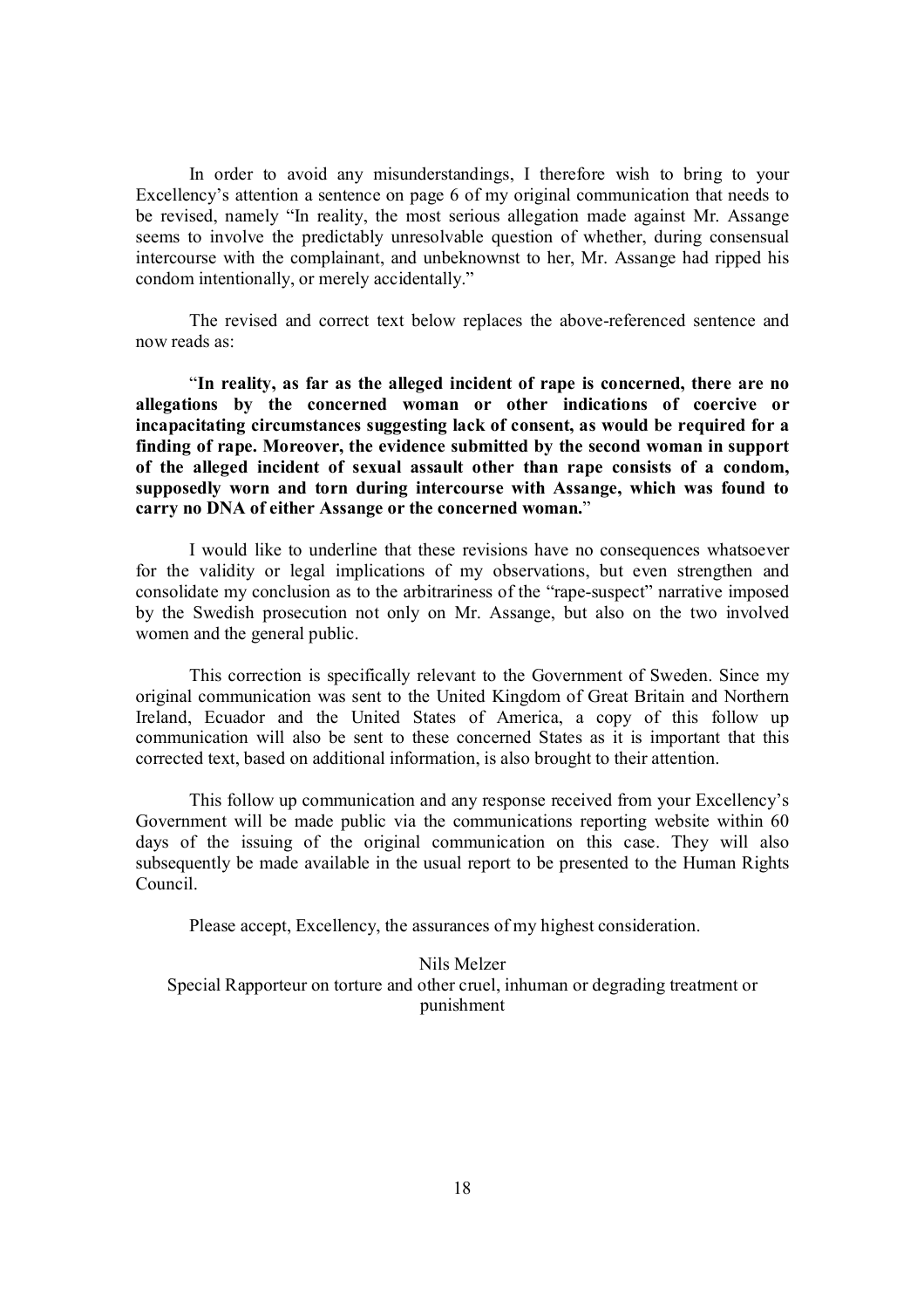In order to avoid any misunderstandings, I therefore wish to bring to your Excellency's attention a sentence on page 6 of my original communication that needs to be revised, namely "In reality, the most serious allegation made against Mr. Assange seems to involve the predictably unresolvable question of whether, during consensual intercourse with the complainant, and unbeknownst to her, Mr. Assange had ripped his condom intentionally, or merely accidentally."

The revised and correct text below replaces the above-referenced sentence and now reads as:

"**In reality, as far as the alleged incident of rape is concerned, there are no allegations by the concerned woman or other indications of coercive or incapacitating circumstances suggesting lack of consent, as would be required for a finding of rape. Moreover, the evidence submitted by the second woman in support of the alleged incident of sexual assault other than rape consists of a condom, supposedly worn and torn during intercourse with Assange, which was found to carry no DNA of either Assange or the concerned woman.**"

I would like to underline that these revisions have no consequences whatsoever for the validity or legal implications of my observations, but even strengthen and consolidate my conclusion as to the arbitrariness of the "rape-suspect" narrative imposed by the Swedish prosecution not only on Mr. Assange, but also on the two involved women and the general public.

This correction is specifically relevant to the Government of Sweden. Since my original communication was sent to the United Kingdom of Great Britain and Northern Ireland, Ecuador and the United States of America, a copy of this follow up communication will also be sent to these concerned States as it is important that this corrected text, based on additional information, is also brought to their attention.

This follow up communication and any response received from your Excellency's Government will be made public via the communications reporting website within 60 days of the issuing of the original communication on this case. They will also subsequently be made available in the usual report to be presented to the Human Rights Council.

Please accept, Excellency, the assurances of my highest consideration.

Nils Melzer
Special Rapporteur on torture and other cruel, inhuman or degrading treatment or punishment